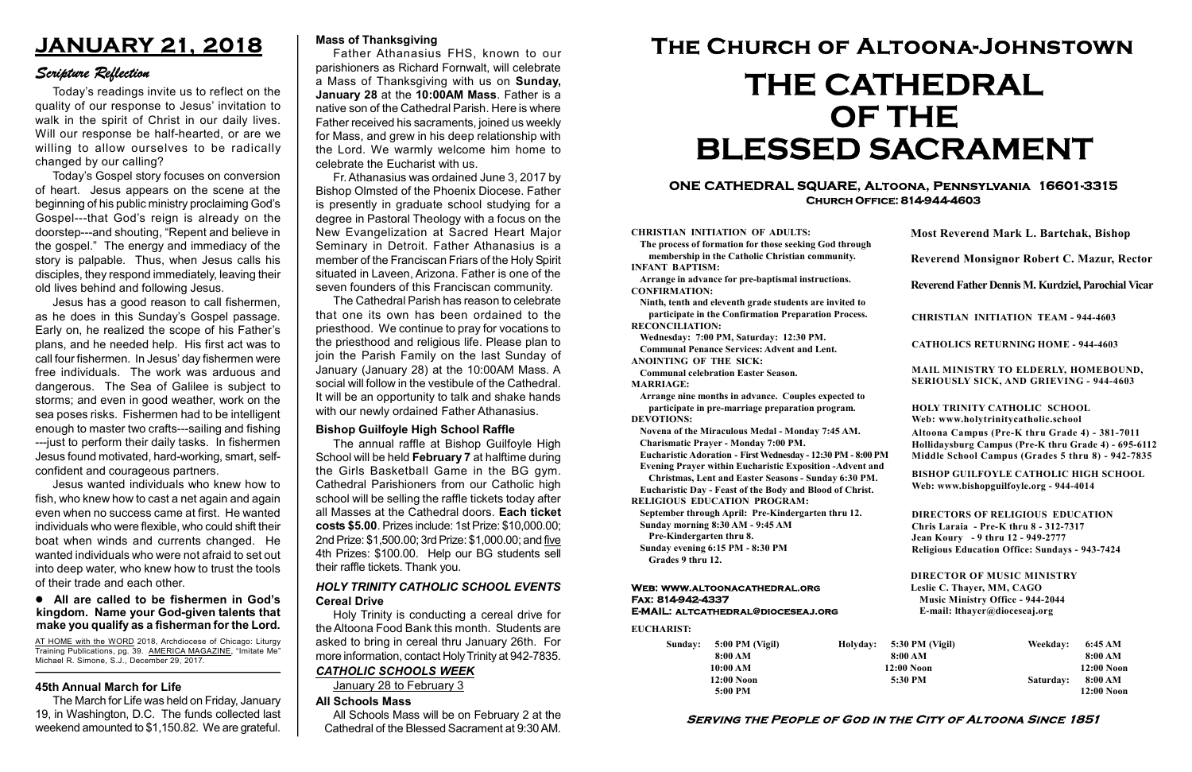# JANUARY 21, 2018

## *Scripture Reflection*

Today's readings invite us to reflect on the quality of our response to Jesus' invitation to walk in the spirit of Christ in our daily lives. Will our response be half-hearted, or are we willing to allow ourselves to be radically changed by our calling?

Today's Gospel story focuses on conversion of heart. Jesus appears on the scene at the beginning of his public ministry proclaiming God's Gospel---that God's reign is already on the doorstep---and shouting, "Repent and believe in the gospel." The energy and immediacy of the story is palpable. Thus, when Jesus calls his disciples, they respond immediately, leaving their old lives behind and following Jesus.

Jesus has a good reason to call fishermen, as he does in this Sunday's Gospel passage. Early on, he realized the scope of his Father's plans, and he needed help. His first act was to call four fishermen. In Jesus' day fishermen were free individuals. The work was arduous and dangerous. The Sea of Galilee is subject to storms; and even in good weather, work on the sea poses risks. Fishermen had to be intelligent enough to master two crafts---sailing and fishing ---just to perform their daily tasks. In fishermen Jesus found motivated, hard-working, smart, self-confident and courageous partners.

Jesus wanted individuals who knew how to fish, who knew how to cast a net again and again even when no success came at first. He wanted individuals who were flexible, who could shift their boat when winds and currents changed. He wanted individuals who were not afraid to set out into deep water, who knew how to trust the tools of their trade and each other.

- **All are called to be fishermen in God's kingdom. Name your God-given talents that make you qualify as a fisherman for the Lord.**

AT HOME with the WORD 2018, Archdiocese of Chicago: Liturgy Training Publications, pg. 39. AMERICA MAGAZINE, "Imitate Me" Michael R. Simone, S.J., December 29, 2017.

### 45th Annual March for Life

The March for Life was held on Friday, January 19, in Washington, D.C. The funds collected last weekend amounted to $1,150.82. We are grateful.

### Mass of Thanksgiving

Father Athanasius FHS, known to our parishioners as Richard Fornwalt, will celebrate a Mass of Thanksgiving with us on **Sunday, January 28** at the **10:00AM Mass**. Father is a native son of the Cathedral Parish. Here is where Father received his sacraments, joined us weekly for Mass, and grew in his deep relationship with the Lord. We warmly welcome him home to celebrate the Eucharist with us.

Fr. Athanasius was ordained June 3, 2017 by Bishop Olmsted of the Phoenix Diocese. Father is presently in graduate school studying for a degree in Pastoral Theology with a focus on the New Evangelization at Sacred Heart Major Seminary in Detroit. Father Athanasius is a member of the Franciscan Friars of the Holy Spirit situated in Laveen, Arizona. Father is one of the seven founders of this Franciscan community.

The Cathedral Parish has reason to celebrate that one its own has been ordained to the priesthood. We continue to pray for vocations to the priesthood and religious life. Please plan to join the Parish Family on the last Sunday of January (January 28) at the 10:00AM Mass. A social will follow in the vestibule of the Cathedral. It will be an opportunity to talk and shake hands with our newly ordained Father Athanasius.

### Bishop Guilfoyle High School Raffle

The annual raffle at Bishop Guilfoyle High School will be held **February 7** at halftime during the Girls Basketball Game in the BG gym. Cathedral Parishioners from our Catholic high school will be selling the raffle tickets today after all Masses at the Cathedral doors. **Each ticket costs $5.00**. Prizes include: 1st Prize: $10,000.00; 2nd Prize: $1,500.00; 3rd Prize: $1,000.00; and five 4th Prizes: $100.00. Help our BG students sell their raffle tickets. Thank you.

### *HOLY TRINITY CATHOLIC SCHOOL EVENTS*

### Cereal Drive

Holy Trinity is conducting a cereal drive for the Altoona Food Bank this month. Students are asked to bring in cereal thru January 26th. For more information, contact Holy Trinity at 942-7835.

### *CATHOLIC SCHOOLS WEEK*

January 28 to February 3

### All Schools Mass

All Schools Mass will be on February 2 at the Cathedral of the Blessed Sacrament at 9:30 AM.

# The Church of Altoona-Johnstown

# THE CATHEDRAL OF THE BLESSED SACRAMENT

**ONE CATHEDRAL SQUARE, Altoona, Pennsylvania 16601-3315**
**Church Office: 814-944-4603**

**CHRISTIAN INITIATION OF ADULTS:**
The process of formation for those seeking God through membership in the Catholic Christian community.
**INFANT BAPTISM:**
Arrange in advance for pre-baptismal instructions.
**CONFIRMATION:**
Ninth, tenth and eleventh grade students are invited to participate in the Confirmation Preparation Process.
**RECONCILIATION:**
Wednesday: 7:00 PM, Saturday: 12:30 PM.
Communal Penance Services: Advent and Lent.
**ANOINTING OF THE SICK:**
Communal celebration Easter Season.
**MARRIAGE:**
Arrange nine months in advance. Couples expected to participate in pre-marriage preparation program.
**DEVOTIONS:**
Novena of the Miraculous Medal - Monday 7:45 AM.
Charismatic Prayer - Monday 7:00 PM.
Eucharistic Adoration - First Wednesday - 12:30 PM - 8:00 PM
Evening Prayer within Eucharistic Exposition -Advent and Christmas, Lent and Easter Seasons - Sunday 6:30 PM.
Eucharistic Day - Feast of the Body and Blood of Christ.
**RELIGIOUS EDUCATION PROGRAM:**
September through April: Pre-Kindergarten thru 12.
Sunday morning 8:30 AM - 9:45 AM
Pre-Kindergarten thru 8.
Sunday evening 6:15 PM - 8:30 PM
Grades 9 thru 12.

**Most Reverend Mark L. Bartchak, Bishop**

**Reverend Monsignor Robert C. Mazur, Rector**

**Reverend Father Dennis M. Kurdziel, Parochial Vicar**

**CHRISTIAN INITIATION TEAM - 944-4603**

**CATHOLICS RETURNING HOME - 944-4603**

**MAIL MINISTRY TO ELDERLY, HOMEBOUND, SERIOUSLY SICK, AND GRIEVING - 944-4603**

**HOLY TRINITY CATHOLIC SCHOOL**
**Web: www.holytrinitycatholic.school**
**Altoona Campus (Pre-K thru Grade 4) - 381-7011**
**Hollidaysburg Campus (Pre-K thru Grade 4) - 695-6112**
**Middle School Campus (Grades 5 thru 8) - 942-7835**

**BISHOP GUILFOYLE CATHOLIC HIGH SCHOOL**
**Web: www.bishopguilfoyle.org - 944-4014**

**DIRECTORS OF RELIGIOUS EDUCATION**
Chris Laraia - Pre-K thru 8 - 312-7317
Jean Koury - 9 thru 12 - 949-2777
Religious Education Office: Sundays - 943-7424

**DIRECTOR OF MUSIC MINISTRY**
Leslie C. Thayer, MM, CAGO
Music Ministry Office - 944-2044
E-mail: lthayer@dioceseaj.org

**Web: www.altoonacathedral.org**
**Fax: 814-942-4337**
**E-MAIL: altcathedral@dioceseaj.org**

**EUCHARIST:**

| | | | | | |
|---|---|---|---|---|---|
| Sunday: | 5:00 PM (Vigil) | Holyday: | 5:30 PM (Vigil) | Weekday: | 6:45 AM |
| | 8:00 AM | | 8:00 AM | | 8:00 AM |
| | 10:00 AM | | 12:00 Noon | | 12:00 Noon |
| | 12:00 Noon | | 5:30 PM | Saturday: | 8:00 AM |
| | 5:00 PM | | | | 12:00 Noon |

**Serving the People of God in the City of Altoona Since 1851**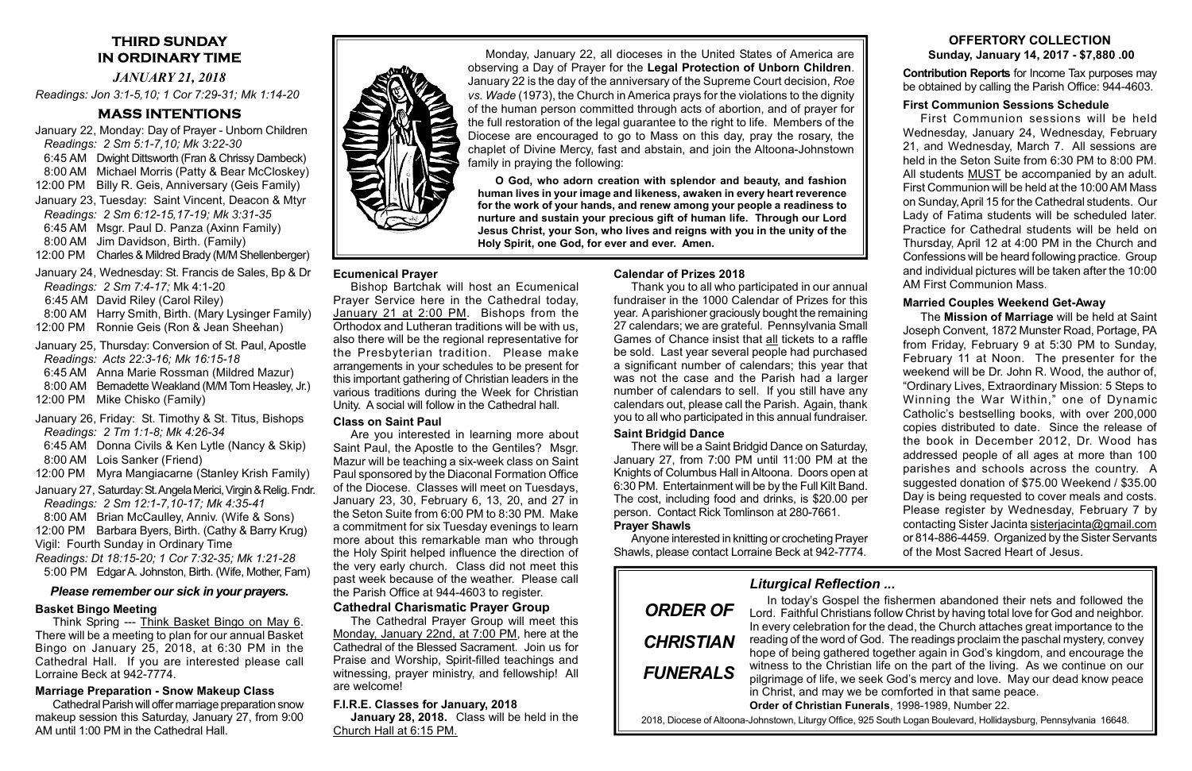# THIRD SUNDAY IN ORDINARY TIME

*JANUARY 21, 2018*

*Readings: Jon 3:1-5,10; 1 Cor 7:29-31; Mk 1:14-20*

## MASS INTENTIONS

January 22, Monday: Day of Prayer - Unborn Children
*Readings: 2 Sm 5:1-7,10; Mk 3:22-30*
6:45 AM Dwight Dittsworth (Fran & Chrissy Dambeck)
8:00 AM Michael Morris (Patty & Bear McCloskey)
12:00 PM Billy R. Geis, Anniversary (Geis Family)

January 23, Tuesday: Saint Vincent, Deacon & Mtyr
*Readings: 2 Sm 6:12-15,17-19; Mk 3:31-35*
6:45 AM Msgr. Paul D. Panza (Axinn Family)
8:00 AM Jim Davidson, Birth. (Family)
12:00 PM Charles & Mildred Brady (M/M Shellenberger)

January 24, Wednesday: St. Francis de Sales, Bp & Dr
*Readings: 2 Sm 7:4-17;* Mk 4:1-20
6:45 AM David Riley (Carol Riley)
8:00 AM Harry Smith, Birth. (Mary Lysinger Family)
12:00 PM Ronnie Geis (Ron & Jean Sheehan)

January 25, Thursday: Conversion of St. Paul, Apostle
*Readings: Acts 22:3-16; Mk 16:15-18*
6:45 AM Anna Marie Rossman (Mildred Mazur)
8:00 AM Bernadette Weakland (M/M Tom Heasley, Jr.)
12:00 PM Mike Chisko (Family)

January 26, Friday: St. Timothy & St. Titus, Bishops
*Readings: 2 Tm 1:1-8; Mk 4:26-34*
6:45 AM Donna Civils & Ken Lytle (Nancy & Skip)
8:00 AM Lois Sanker (Friend)
12:00 PM Myra Mangiacarne (Stanley Krish Family)

January 27, Saturday: St. Angela Merici, Virgin & Relig. Fndr.
*Readings: 2 Sm 12:1-7,10-17; Mk 4:35-41*
8:00 AM Brian McCaulley, Anniv. (Wife & Sons)
12:00 PM Barbara Byers, Birth. (Cathy & Barry Krug)
Vigil: Fourth Sunday in Ordinary Time
*Readings: Dt 18:15-20; 1 Cor 7:32-35; Mk 1:21-28*
5:00 PM Edgar A. Johnston, Birth. (Wife, Mother, Fam)

***Please remember our sick in your prayers.***

### Basket Bingo Meeting

Think Spring --- Think Basket Bingo on May 6. There will be a meeting to plan for our annual Basket Bingo on January 25, 2018, at 6:30 PM in the Cathedral Hall. If you are interested please call Lorraine Beck at 942-7774.

### Marriage Preparation - Snow Makeup Class

Cathedral Parish will offer marriage preparation snow makeup session this Saturday, January 27, from 9:00 AM until 1:00 PM in the Cathedral Hall.

Monday, January 22, all dioceses in the United States of America are observing a Day of Prayer for the **Legal Protection of Unborn Children**. January 22 is the day of the anniversary of the Supreme Court decision, *Roe vs. Wade* (1973), the Church in America prays for the violations to the dignity of the human person committed through acts of abortion, and of prayer for the full restoration of the legal guarantee to the right to life. Members of the Diocese are encouraged to go to Mass on this day, pray the rosary, the chaplet of Divine Mercy, fast and abstain, and join the Altoona-Johnstown family in praying the following:

**O God, who adorn creation with splendor and beauty, and fashion human lives in your image and likeness, awaken in every heart reverence for the work of your hands, and renew among your people a readiness to nurture and sustain your precious gift of human life. Through our Lord Jesus Christ, your Son, who lives and reigns with you in the unity of the Holy Spirit, one God, for ever and ever. Amen.**

### Ecumenical Prayer

Bishop Bartchak will host an Ecumenical Prayer Service here in the Cathedral today, January 21 at 2:00 PM. Bishops from the Orthodox and Lutheran traditions will be with us, also there will be the regional representative for the Presbyterian tradition. Please make arrangements in your schedules to be present for this important gathering of Christian leaders in the various traditions during the Week for Christian Unity. A social will follow in the Cathedral hall.

### Class on Saint Paul

Are you interested in learning more about Saint Paul, the Apostle to the Gentiles? Msgr. Mazur will be teaching a six-week class on Saint Paul sponsored by the Diaconal Formation Office of the Diocese. Classes will meet on Tuesdays, January 23, 30, February 6, 13, 20, and 27 in the Seton Suite from 6:00 PM to 8:30 PM. Make a commitment for six Tuesday evenings to learn more about this remarkable man who through the Holy Spirit helped influence the direction of the very early church. Class did not meet this past week because of the weather. Please call the Parish Office at 944-4603 to register.

### Cathedral Charismatic Prayer Group

The Cathedral Prayer Group will meet this Monday, January 22nd, at 7:00 PM, here at the Cathedral of the Blessed Sacrament. Join us for Praise and Worship, Spirit-filled teachings and witnessing, prayer ministry, and fellowship! All are welcome!

### F.I.R.E. Classes for January, 2018

**January 28, 2018.** Class will be held in the Church Hall at 6:15 PM.

### Calendar of Prizes 2018

Thank you to all who participated in our annual fundraiser in the 1000 Calendar of Prizes for this year. A parishioner graciously bought the remaining 27 calendars; we are grateful. Pennsylvania Small Games of Chance insist that all tickets to a raffle be sold. Last year several people had purchased a significant number of calendars; this year that was not the case and the Parish had a larger number of calendars to sell. If you still have any calendars out, please call the Parish. Again, thank you to all who participated in this annual fundraiser.

### Saint Bridgid Dance

There will be a Saint Bridgid Dance on Saturday, January 27, from 7:00 PM until 11:00 PM at the Knights of Columbus Hall in Altoona. Doors open at 6:30 PM. Entertainment will be by the Full Kilt Band. The cost, including food and drinks, is $20.00 per person. Contact Rick Tomlinson at 280-7661.

### Prayer Shawls

Anyone interested in knitting or crocheting Prayer Shawls, please contact Lorraine Beck at 942-7774.

### OFFERTORY COLLECTION

**Sunday, January 14, 2017 - $7,880 .00**

**Contribution Reports** for Income Tax purposes may be obtained by calling the Parish Office: 944-4603.

### First Communion Sessions Schedule

First Communion sessions will be held Wednesday, January 24, Wednesday, February 21, and Wednesday, March 7. All sessions are held in the Seton Suite from 6:30 PM to 8:00 PM. All students MUST be accompanied by an adult. First Communion will be held at the 10:00 AM Mass on Sunday, April 15 for the Cathedral students. Our Lady of Fatima students will be scheduled later. Practice for Cathedral students will be held on Thursday, April 12 at 4:00 PM in the Church and Confessions will be heard following practice. Group and individual pictures will be taken after the 10:00 AM First Communion Mass.

### Married Couples Weekend Get-Away

The **Mission of Marriage** will be held at Saint Joseph Convent, 1872 Munster Road, Portage, PA from Friday, February 9 at 5:30 PM to Sunday, February 11 at Noon. The presenter for the weekend will be Dr. John R. Wood, the author of, "Ordinary Lives, Extraordinary Mission: 5 Steps to Winning the War Within," one of Dynamic Catholic's bestselling books, with over 200,000 copies distributed to date. Since the release of the book in December 2012, Dr. Wood has addressed people of all ages at more than 100 parishes and schools across the country. A suggested donation of $75.00 Weekend / $35.00 Day is being requested to cover meals and costs. Please register by Wednesday, February 7 by contacting Sister Jacinta sisterjacinta@gmail.com or 814-886-4459. Organized by the Sister Servants of the Most Sacred Heart of Jesus.

### *Liturgical Reflection ...*

***ORDER OF CHRISTIAN FUNERALS***

In today's Gospel the fishermen abandoned their nets and followed the Lord. Faithful Christians follow Christ by having total love for God and neighbor. In every celebration for the dead, the Church attaches great importance to the reading of the word of God. The readings proclaim the paschal mystery, convey hope of being gathered together again in God's kingdom, and encourage the witness to the Christian life on the part of the living. As we continue on our pilgrimage of life, we seek God's mercy and love. May our dead know peace in Christ, and may we be comforted in that same peace.

**Order of Christian Funerals**, 1998-1989, Number 22.

2018, Diocese of Altoona-Johnstown, Liturgy Office, 925 South Logan Boulevard, Hollidaysburg, Pennsylvania 16648.